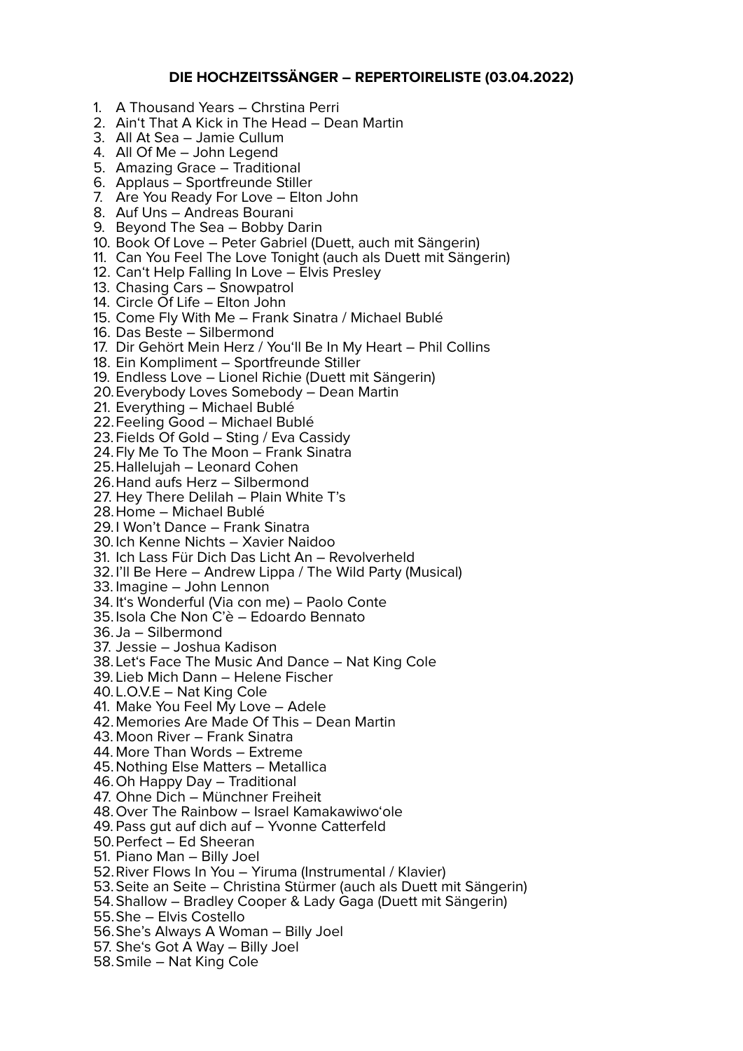# DIE HOCHZEITSSÄNGER – REPERTOIRELISTE (03.04.2022)

1. A Thousand Years – Chrstina Perri
2. Ain't That A Kick in The Head – Dean Martin
3. All At Sea – Jamie Cullum
4. All Of Me – John Legend
5. Amazing Grace – Traditional
6. Applaus – Sportfreunde Stiller
7. Are You Ready For Love – Elton John
8. Auf Uns – Andreas Bourani
9. Beyond The Sea – Bobby Darin
10. Book Of Love – Peter Gabriel (Duett, auch mit Sängerin)
11. Can You Feel The Love Tonight (auch als Duett mit Sängerin)
12. Can't Help Falling In Love – Elvis Presley
13. Chasing Cars – Snowpatrol
14. Circle Of Life – Elton John
15. Come Fly With Me – Frank Sinatra / Michael Bublé
16. Das Beste – Silbermond
17. Dir Gehört Mein Herz / You'll Be In My Heart – Phil Collins
18. Ein Kompliment – Sportfreunde Stiller
19. Endless Love – Lionel Richie (Duett mit Sängerin)
20. Everybody Loves Somebody – Dean Martin
21. Everything – Michael Bublé
22. Feeling Good – Michael Bublé
23. Fields Of Gold – Sting / Eva Cassidy
24. Fly Me To The Moon – Frank Sinatra
25. Hallelujah – Leonard Cohen
26. Hand aufs Herz – Silbermond
27. Hey There Delilah – Plain White T's
28. Home – Michael Bublé
29. I Won't Dance – Frank Sinatra
30. Ich Kenne Nichts – Xavier Naidoo
31. Ich Lass Für Dich Das Licht An – Revolverheld
32. I'll Be Here – Andrew Lippa / The Wild Party (Musical)
33. Imagine – John Lennon
34. It's Wonderful (Via con me) – Paolo Conte
35. Isola Che Non C'è – Edoardo Bennato
36. Ja – Silbermond
37. Jessie – Joshua Kadison
38. Let's Face The Music And Dance – Nat King Cole
39. Lieb Mich Dann – Helene Fischer
40. L.O.V.E – Nat King Cole
41. Make You Feel My Love – Adele
42. Memories Are Made Of This – Dean Martin
43. Moon River – Frank Sinatra
44. More Than Words – Extreme
45. Nothing Else Matters – Metallica
46. Oh Happy Day – Traditional
47. Ohne Dich – Münchner Freiheit
48. Over The Rainbow – Israel Kamakawiwo'ole
49. Pass gut auf dich auf – Yvonne Catterfeld
50. Perfect – Ed Sheeran
51. Piano Man – Billy Joel
52. River Flows In You – Yiruma (Instrumental / Klavier)
53. Seite an Seite – Christina Stürmer (auch als Duett mit Sängerin)
54. Shallow – Bradley Cooper & Lady Gaga (Duett mit Sängerin)
55. She – Elvis Costello
56. She's Always A Woman – Billy Joel
57. She's Got A Way – Billy Joel
58. Smile – Nat King Cole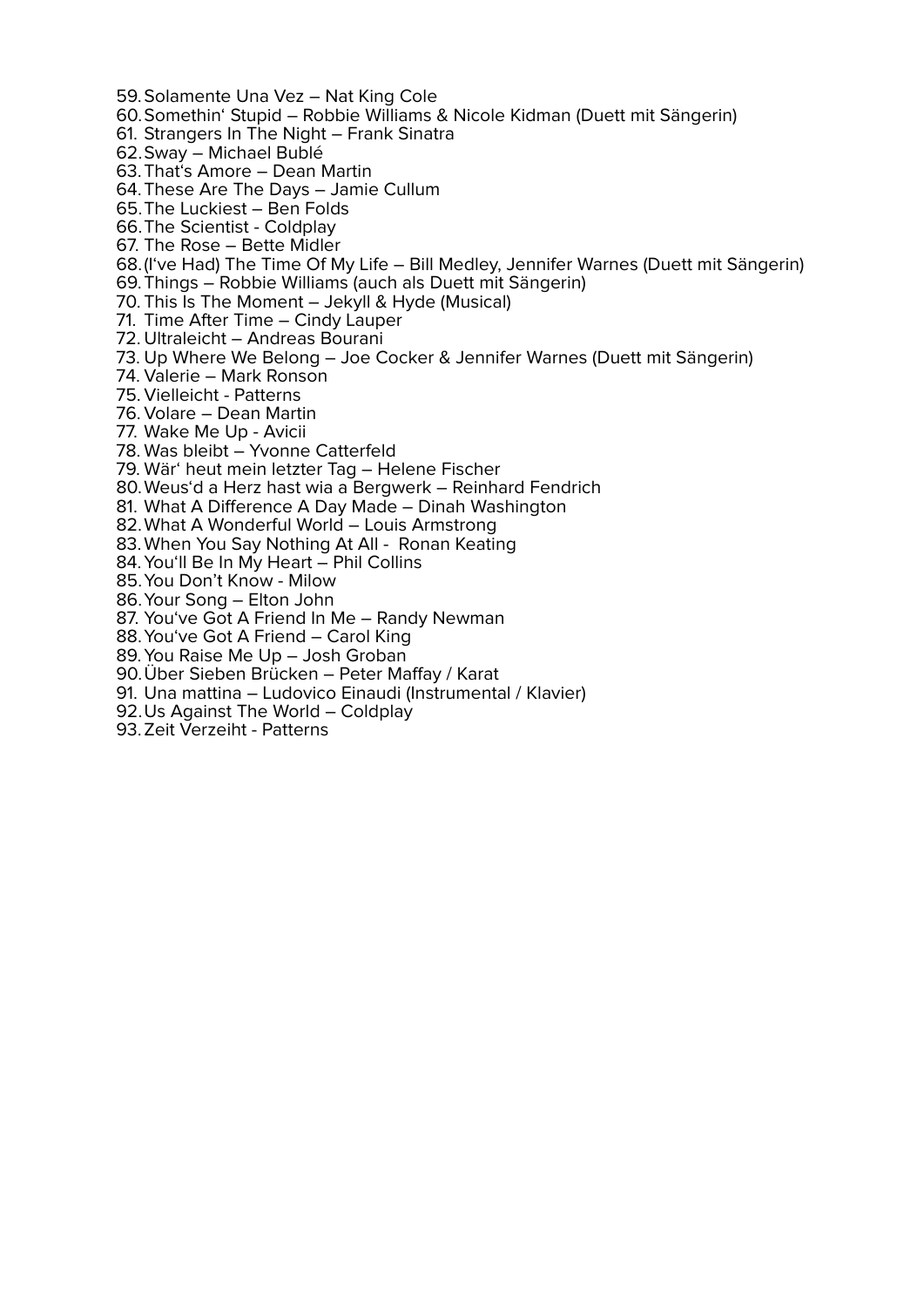59. Solamente Una Vez – Nat King Cole
60. Somethin‘ Stupid – Robbie Williams & Nicole Kidman (Duett mit Sängerin)
61. Strangers In The Night – Frank Sinatra
62. Sway – Michael Bublé
63. That‘s Amore – Dean Martin
64. These Are The Days – Jamie Cullum
65. The Luckiest – Ben Folds
66. The Scientist - Coldplay
67. The Rose – Bette Midler
68. (I‘ve Had) The Time Of My Life – Bill Medley, Jennifer Warnes (Duett mit Sängerin)
69. Things – Robbie Williams (auch als Duett mit Sängerin)
70. This Is The Moment – Jekyll & Hyde (Musical)
71. Time After Time – Cindy Lauper
72. Ultraleicht – Andreas Bourani
73. Up Where We Belong – Joe Cocker & Jennifer Warnes (Duett mit Sängerin)
74. Valerie – Mark Ronson
75. Vielleicht - Patterns
76. Volare – Dean Martin
77. Wake Me Up - Avicii
78. Was bleibt – Yvonne Catterfeld
79. Wär‘ heut mein letzter Tag – Helene Fischer
80. Weus‘d a Herz hast wia a Bergwerk – Reinhard Fendrich
81. What A Difference A Day Made – Dinah Washington
82. What A Wonderful World – Louis Armstrong
83. When You Say Nothing At All - Ronan Keating
84. You‘ll Be In My Heart – Phil Collins
85. You Don’t Know - Milow
86. Your Song – Elton John
87. You‘ve Got A Friend In Me – Randy Newman
88. You‘ve Got A Friend – Carol King
89. You Raise Me Up – Josh Groban
90. Über Sieben Brücken – Peter Maffay / Karat
91. Una mattina – Ludovico Einaudi (Instrumental / Klavier)
92. Us Against The World – Coldplay
93. Zeit Verzeiht - Patterns